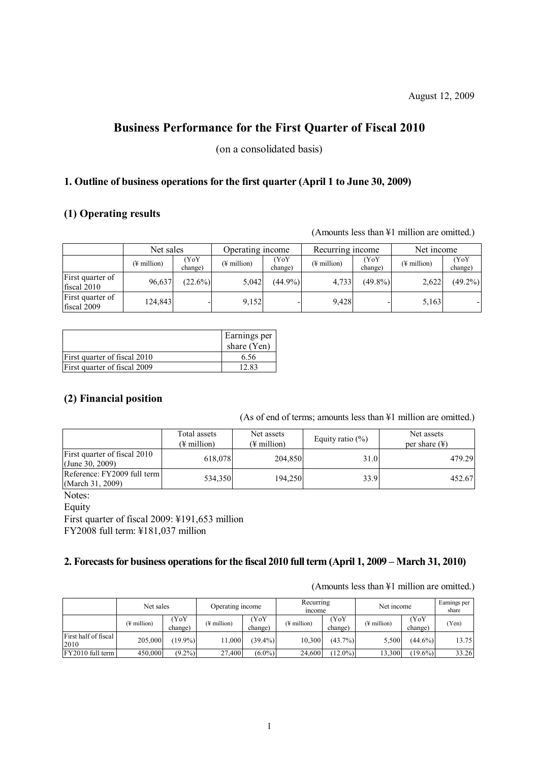August 12, 2009

# Business Performance for the First Quarter of Fiscal 2010

(on a consolidated basis)

## 1. Outline of business operations for the first quarter (April 1 to June 30, 2009)

### (1) Operating results

(Amounts less than ¥1 million are omitted.)

| | Net sales | | Operating income | | Recurring income | | Net income | |
|---|---|---|---|---|---|---|---|---|
| | (¥ million) | (YoY change) | (¥ million) | (YoY change) | (¥ million) | (YoY change) | (¥ million) | (YoY change) |
| First quarter of fiscal 2010 | 96,637 | (22.6%) | 5,042 | (44.9%) | 4,733 | (49.8%) | 2,622 | (49.2%) |
| First quarter of fiscal 2009 | 124,843 | - | 9,152 | - | 9,428 | - | 5,163 | - |

| | Earnings per share (Yen) |
|---|---|
| First quarter of fiscal 2010 | 6.56 |
| First quarter of fiscal 2009 | 12.83 |

### (2) Financial position

(As of end of terms; amounts less than ¥1 million are omitted.)

| | Total assets (¥ million) | Net assets (¥ million) | Equity ratio (%) | Net assets per share (¥) |
|---|---|---|---|---|
| First quarter of fiscal 2010 (June 30, 2009) | 618,078 | 204,850 | 31.0 | 479.29 |
| Reference: FY2009 full term (March 31, 2009) | 534,350 | 194,250 | 33.9 | 452.67 |

Notes:

Equity

First quarter of fiscal 2009: ¥191,653 million

FY2008 full term: ¥181,037 million

## 2. Forecasts for business operations for the fiscal 2010 full term (April 1, 2009 – March 31, 2010)

(Amounts less than ¥1 million are omitted.)

| | Net sales | | Operating income | | Recurring income | | Net income | | Earnings per share |
|---|---|---|---|---|---|---|---|---|---|
| | (¥ million) | (YoY change) | (¥ million) | (YoY change) | (¥ million) | (YoY change) | (¥ million) | (YoY change) | (Yen) |
| First half of fiscal 2010 | 205,000 | (19.9%) | 11,000 | (39.4%) | 10,300 | (43.7%) | 5,500 | (44.6%) | 13.75 |
| FY2010 full term | 450,000 | (9.2%) | 27,400 | (6.0%) | 24,600 | (12.0%) | 13,300 | (19.6%) | 33.26 |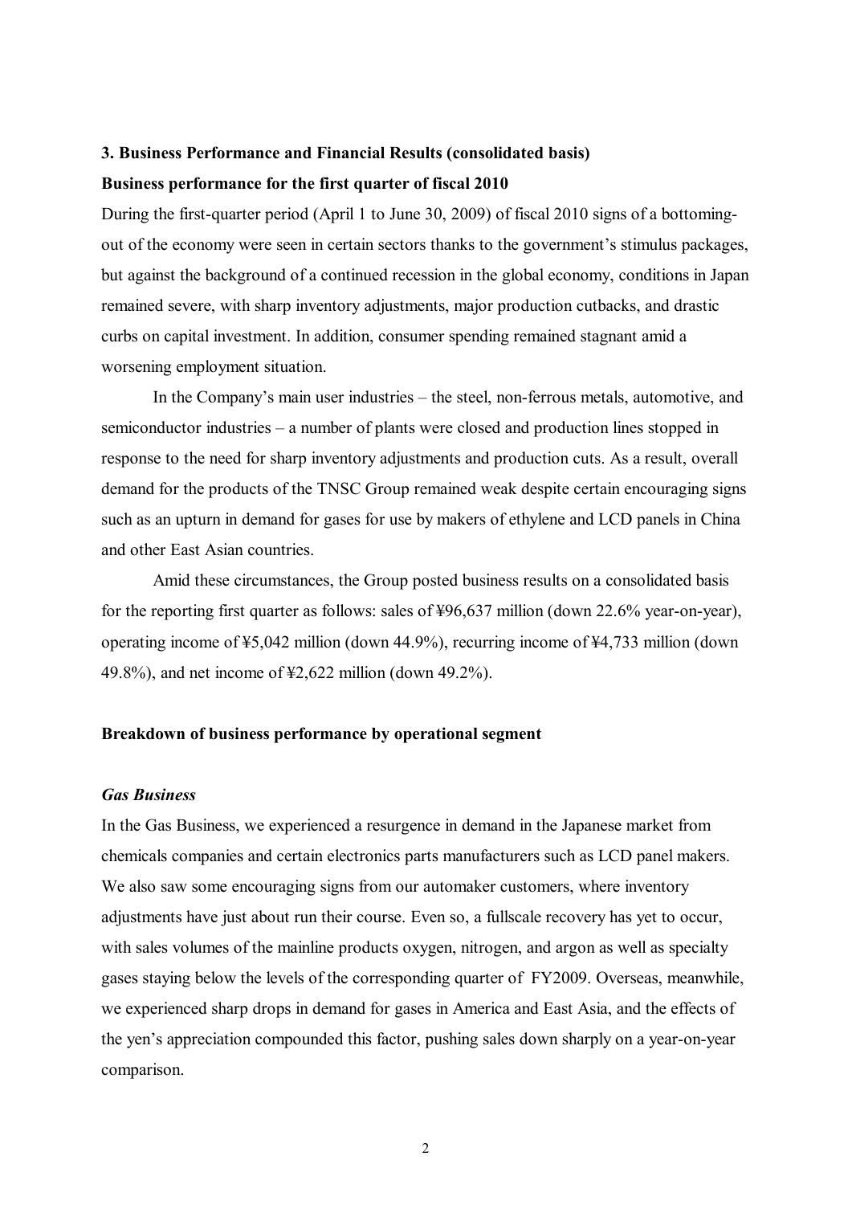**3. Business Performance and Financial Results (consolidated basis)**

**Business performance for the first quarter of fiscal 2010**

During the first-quarter period (April 1 to June 30, 2009) of fiscal 2010 signs of a bottoming-out of the economy were seen in certain sectors thanks to the government's stimulus packages, but against the background of a continued recession in the global economy, conditions in Japan remained severe, with sharp inventory adjustments, major production cutbacks, and drastic curbs on capital investment. In addition, consumer spending remained stagnant amid a worsening employment situation.

In the Company's main user industries – the steel, non-ferrous metals, automotive, and semiconductor industries – a number of plants were closed and production lines stopped in response to the need for sharp inventory adjustments and production cuts. As a result, overall demand for the products of the TNSC Group remained weak despite certain encouraging signs such as an upturn in demand for gases for use by makers of ethylene and LCD panels in China and other East Asian countries.

Amid these circumstances, the Group posted business results on a consolidated basis for the reporting first quarter as follows: sales of ¥96,637 million (down 22.6% year-on-year), operating income of ¥5,042 million (down 44.9%), recurring income of ¥4,733 million (down 49.8%), and net income of ¥2,622 million (down 49.2%).

**Breakdown of business performance by operational segment**

***Gas Business***

In the Gas Business, we experienced a resurgence in demand in the Japanese market from chemicals companies and certain electronics parts manufacturers such as LCD panel makers. We also saw some encouraging signs from our automaker customers, where inventory adjustments have just about run their course. Even so, a fullscale recovery has yet to occur, with sales volumes of the mainline products oxygen, nitrogen, and argon as well as specialty gases staying below the levels of the corresponding quarter of FY2009. Overseas, meanwhile, we experienced sharp drops in demand for gases in America and East Asia, and the effects of the yen's appreciation compounded this factor, pushing sales down sharply on a year-on-year comparison.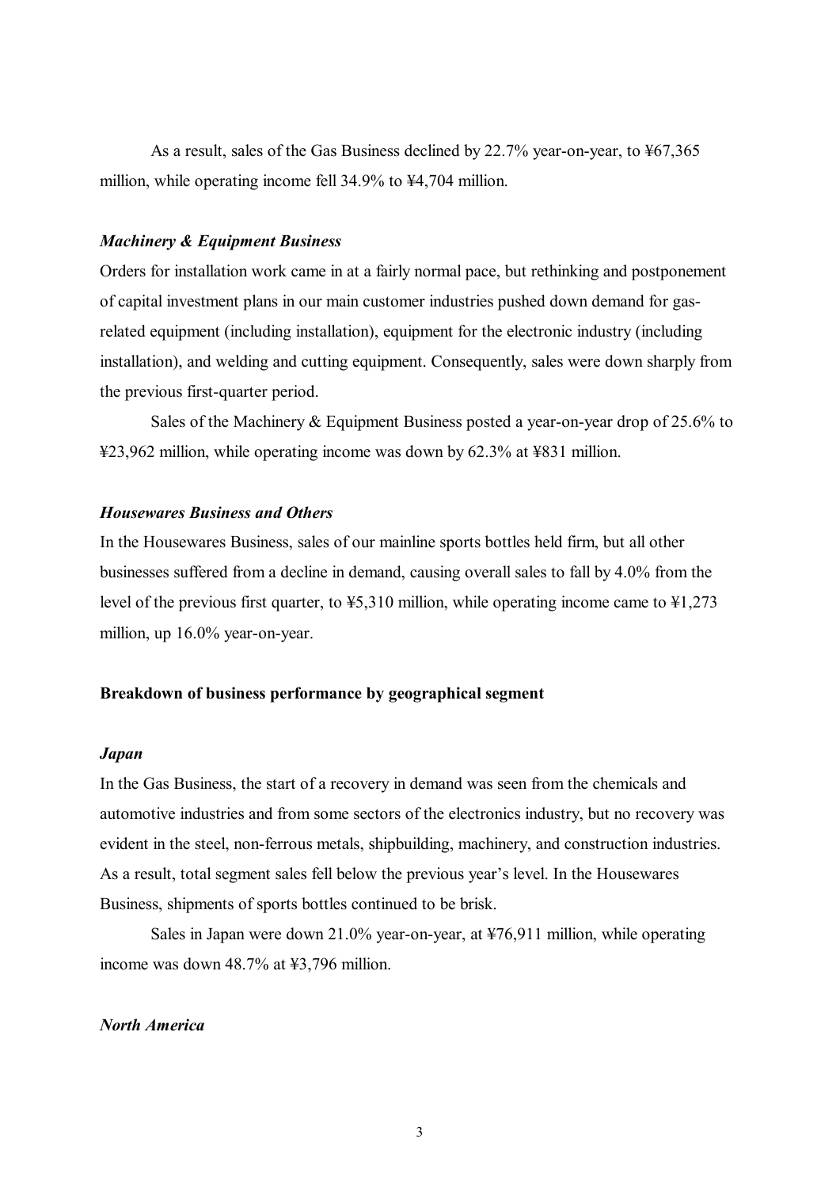As a result, sales of the Gas Business declined by 22.7% year-on-year, to ¥67,365 million, while operating income fell 34.9% to ¥4,704 million.

*Machinery & Equipment Business*

Orders for installation work came in at a fairly normal pace, but rethinking and postponement of capital investment plans in our main customer industries pushed down demand for gas-related equipment (including installation), equipment for the electronic industry (including installation), and welding and cutting equipment. Consequently, sales were down sharply from the previous first-quarter period.

Sales of the Machinery & Equipment Business posted a year-on-year drop of 25.6% to ¥23,962 million, while operating income was down by 62.3% at ¥831 million.

*Housewares Business and Others*

In the Housewares Business, sales of our mainline sports bottles held firm, but all other businesses suffered from a decline in demand, causing overall sales to fall by 4.0% from the level of the previous first quarter, to ¥5,310 million, while operating income came to ¥1,273 million, up 16.0% year-on-year.

**Breakdown of business performance by geographical segment**

*Japan*

In the Gas Business, the start of a recovery in demand was seen from the chemicals and automotive industries and from some sectors of the electronics industry, but no recovery was evident in the steel, non-ferrous metals, shipbuilding, machinery, and construction industries. As a result, total segment sales fell below the previous year's level. In the Housewares Business, shipments of sports bottles continued to be brisk.

Sales in Japan were down 21.0% year-on-year, at ¥76,911 million, while operating income was down 48.7% at ¥3,796 million.

*North America*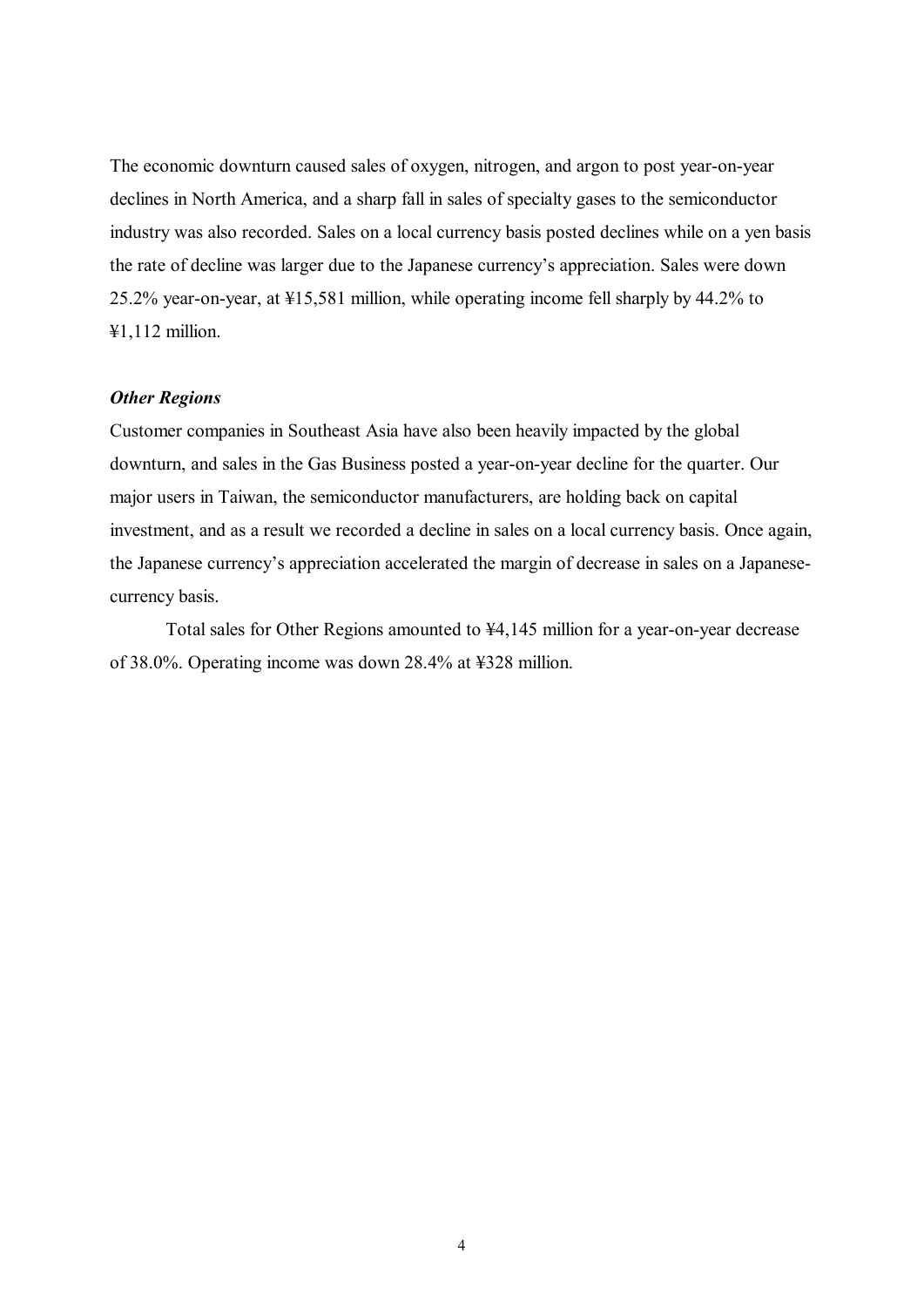The economic downturn caused sales of oxygen, nitrogen, and argon to post year-on-year declines in North America, and a sharp fall in sales of specialty gases to the semiconductor industry was also recorded. Sales on a local currency basis posted declines while on a yen basis the rate of decline was larger due to the Japanese currency's appreciation. Sales were down 25.2% year-on-year, at ¥15,581 million, while operating income fell sharply by 44.2% to ¥1,112 million.

***Other Regions***

Customer companies in Southeast Asia have also been heavily impacted by the global downturn, and sales in the Gas Business posted a year-on-year decline for the quarter. Our major users in Taiwan, the semiconductor manufacturers, are holding back on capital investment, and as a result we recorded a decline in sales on a local currency basis. Once again, the Japanese currency's appreciation accelerated the margin of decrease in sales on a Japanese-currency basis.

Total sales for Other Regions amounted to ¥4,145 million for a year-on-year decrease of 38.0%. Operating income was down 28.4% at ¥328 million.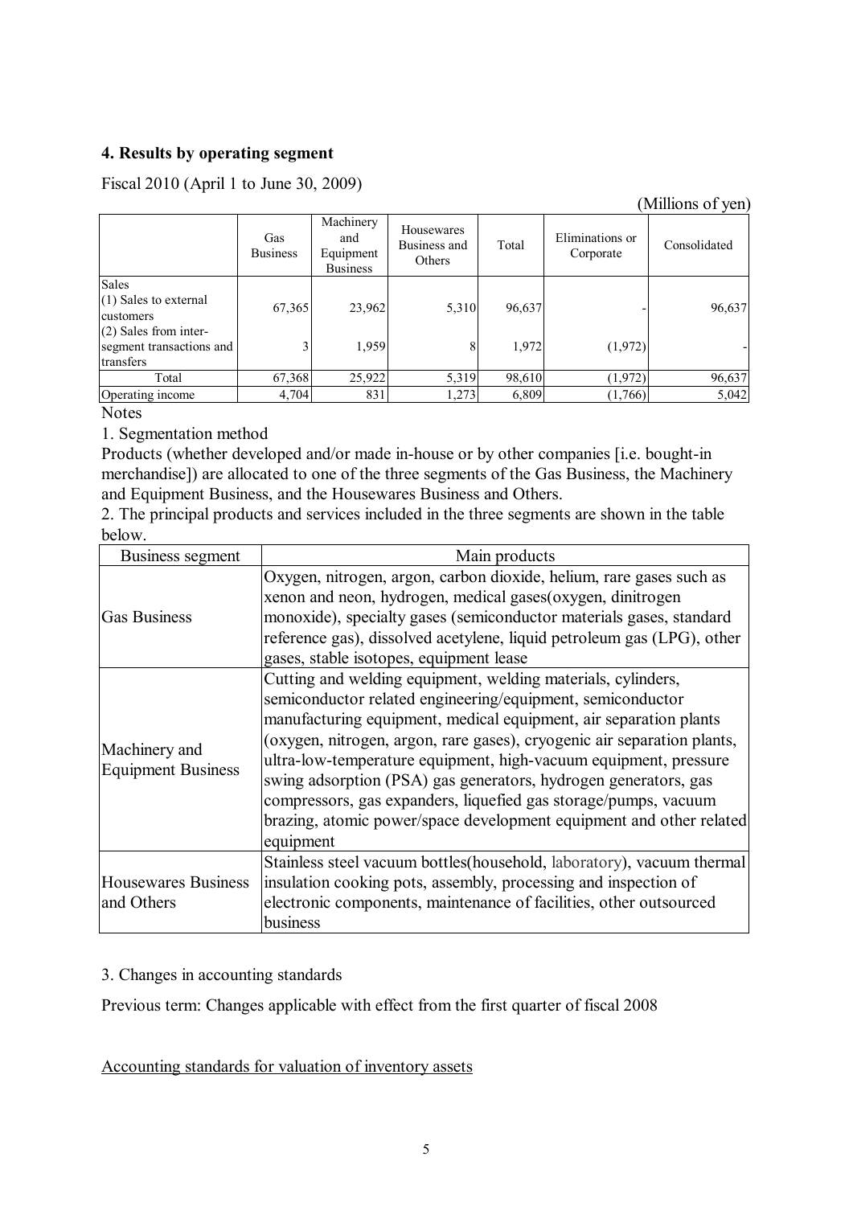## 4. Results by operating segment

Fiscal 2010 (April 1 to June 30, 2009)

(Millions of yen)

| | Gas Business | Machinery and Equipment Business | Housewares Business and Others | Total | Eliminations or Corporate | Consolidated |
|---|---|---|---|---|---|---|
| Sales<br>(1) Sales to external customers | 67,365 | 23,962 | 5,310 | 96,637 | - | 96,637 |
| (2) Sales from inter-segment transactions and transfers | 3 | 1,959 | 8 | 1,972 | (1,972) | - |
| Total | 67,368 | 25,922 | 5,319 | 98,610 | (1,972) | 96,637 |
| Operating income | 4,704 | 831 | 1,273 | 6,809 | (1,766) | 5,042 |

Notes

1. Segmentation method

Products (whether developed and/or made in-house or by other companies [i.e. bought-in merchandise]) are allocated to one of the three segments of the Gas Business, the Machinery and Equipment Business, and the Housewares Business and Others.

2. The principal products and services included in the three segments are shown in the table below.

| Business segment | Main products |
|---|---|
| Gas Business | Oxygen, nitrogen, argon, carbon dioxide, helium, rare gases such as xenon and neon, hydrogen, medical gases(oxygen, dinitrogen monoxide), specialty gases (semiconductor materials gases, standard reference gas), dissolved acetylene, liquid petroleum gas (LPG), other gases, stable isotopes, equipment lease |
| Machinery and Equipment Business | Cutting and welding equipment, welding materials, cylinders, semiconductor related engineering/equipment, semiconductor manufacturing equipment, medical equipment, air separation plants (oxygen, nitrogen, argon, rare gases), cryogenic air separation plants, ultra-low-temperature equipment, high-vacuum equipment, pressure swing adsorption (PSA) gas generators, hydrogen generators, gas compressors, gas expanders, liquefied gas storage/pumps, vacuum brazing, atomic power/space development equipment and other related equipment |
| Housewares Business and Others | Stainless steel vacuum bottles(household, laboratory), vacuum thermal insulation cooking pots, assembly, processing and inspection of electronic components, maintenance of facilities, other outsourced business |

3. Changes in accounting standards

Previous term: Changes applicable with effect from the first quarter of fiscal 2008

Accounting standards for valuation of inventory assets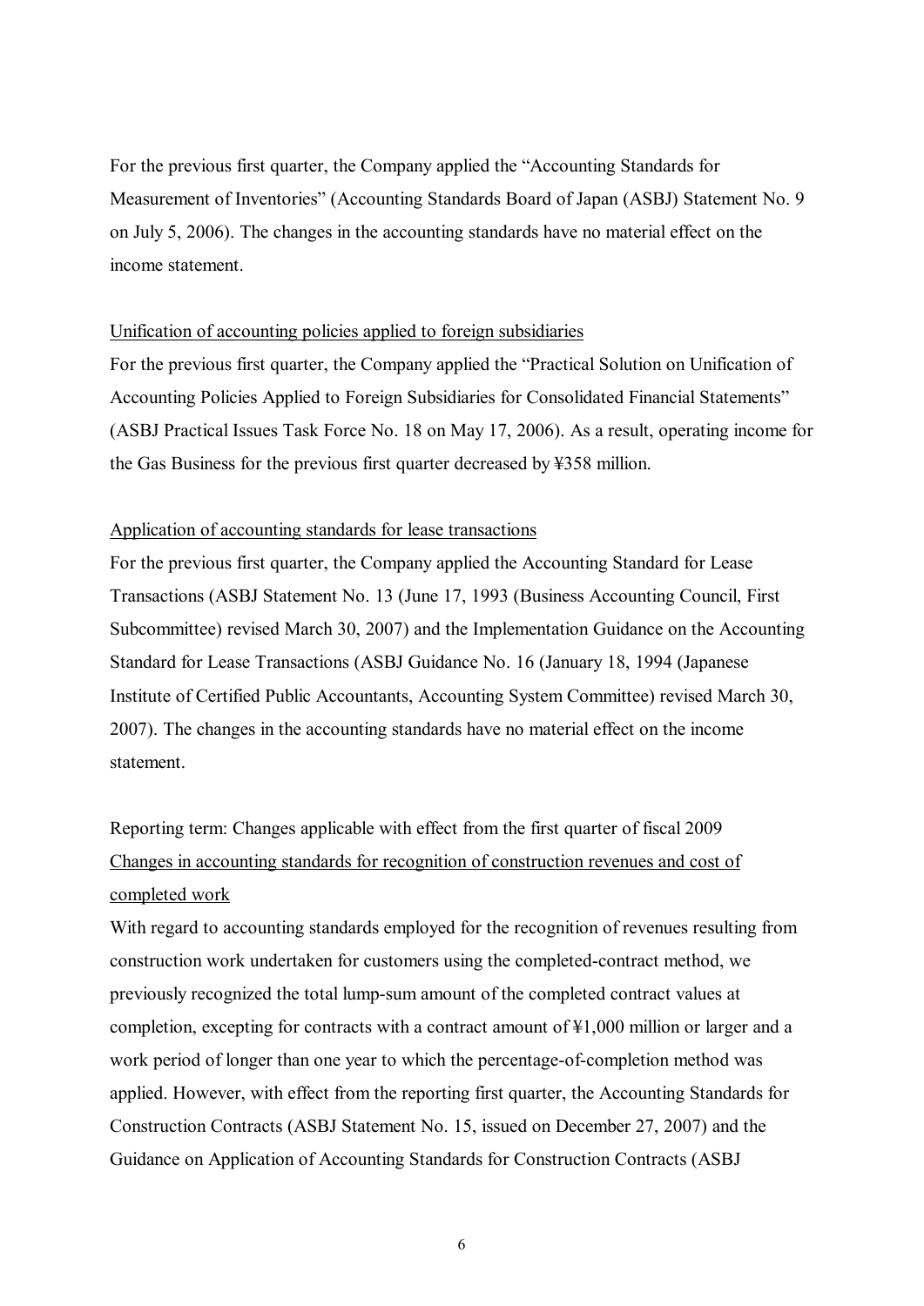For the previous first quarter, the Company applied the "Accounting Standards for Measurement of Inventories" (Accounting Standards Board of Japan (ASBJ) Statement No. 9 on July 5, 2006). The changes in the accounting standards have no material effect on the income statement.

Unification of accounting policies applied to foreign subsidiaries

For the previous first quarter, the Company applied the "Practical Solution on Unification of Accounting Policies Applied to Foreign Subsidiaries for Consolidated Financial Statements" (ASBJ Practical Issues Task Force No. 18 on May 17, 2006). As a result, operating income for the Gas Business for the previous first quarter decreased by ¥358 million.

Application of accounting standards for lease transactions

For the previous first quarter, the Company applied the Accounting Standard for Lease Transactions (ASBJ Statement No. 13 (June 17, 1993 (Business Accounting Council, First Subcommittee) revised March 30, 2007) and the Implementation Guidance on the Accounting Standard for Lease Transactions (ASBJ Guidance No. 16 (January 18, 1994 (Japanese Institute of Certified Public Accountants, Accounting System Committee) revised March 30, 2007). The changes in the accounting standards have no material effect on the income statement.

Reporting term: Changes applicable with effect from the first quarter of fiscal 2009

Changes in accounting standards for recognition of construction revenues and cost of completed work

With regard to accounting standards employed for the recognition of revenues resulting from construction work undertaken for customers using the completed-contract method, we previously recognized the total lump-sum amount of the completed contract values at completion, excepting for contracts with a contract amount of ¥1,000 million or larger and a work period of longer than one year to which the percentage-of-completion method was applied. However, with effect from the reporting first quarter, the Accounting Standards for Construction Contracts (ASBJ Statement No. 15, issued on December 27, 2007) and the Guidance on Application of Accounting Standards for Construction Contracts (ASBJ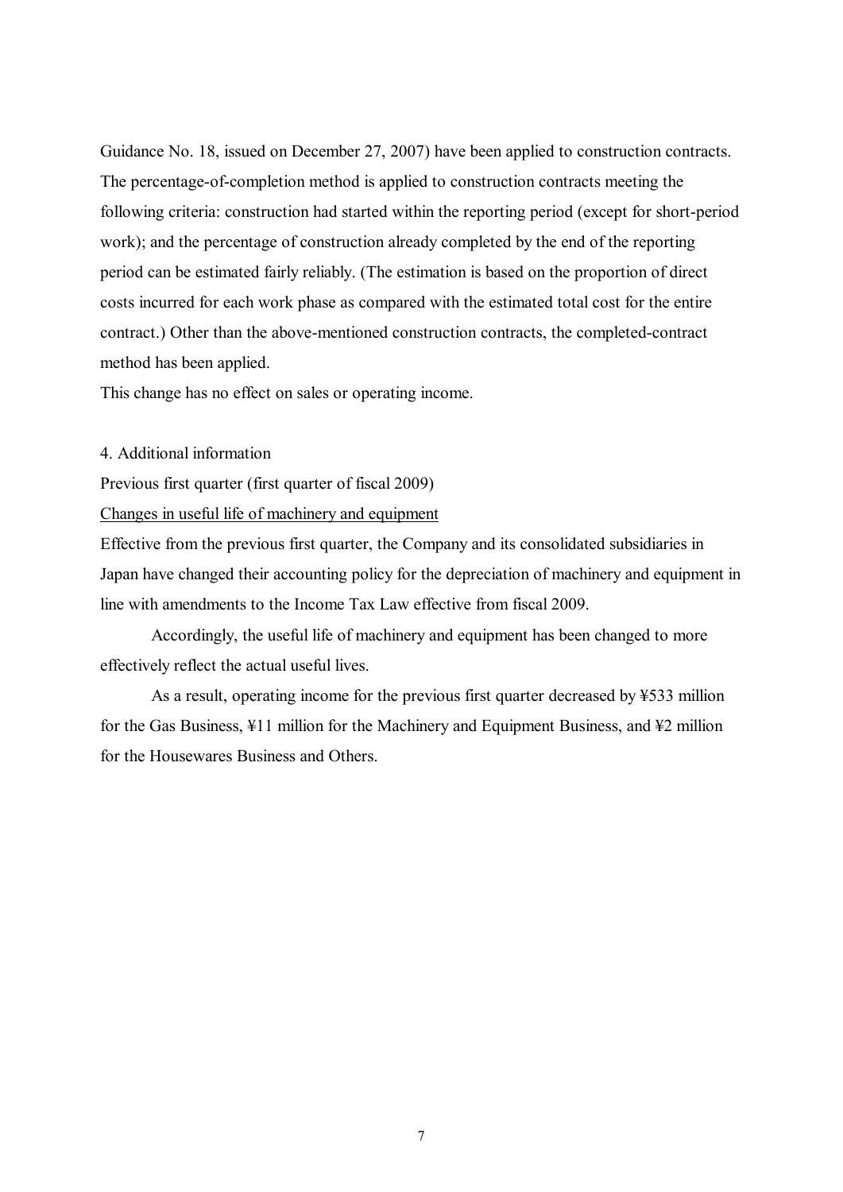Guidance No. 18, issued on December 27, 2007) have been applied to construction contracts. The percentage-of-completion method is applied to construction contracts meeting the following criteria: construction had started within the reporting period (except for short-period work); and the percentage of construction already completed by the end of the reporting period can be estimated fairly reliably. (The estimation is based on the proportion of direct costs incurred for each work phase as compared with the estimated total cost for the entire contract.) Other than the above-mentioned construction contracts, the completed-contract method has been applied.

This change has no effect on sales or operating income.

4. Additional information

Previous first quarter (first quarter of fiscal 2009)

<u>Changes in useful life of machinery and equipment</u>

Effective from the previous first quarter, the Company and its consolidated subsidiaries in Japan have changed their accounting policy for the depreciation of machinery and equipment in line with amendments to the Income Tax Law effective from fiscal 2009.

Accordingly, the useful life of machinery and equipment has been changed to more effectively reflect the actual useful lives.

As a result, operating income for the previous first quarter decreased by ¥533 million for the Gas Business, ¥11 million for the Machinery and Equipment Business, and ¥2 million for the Housewares Business and Others.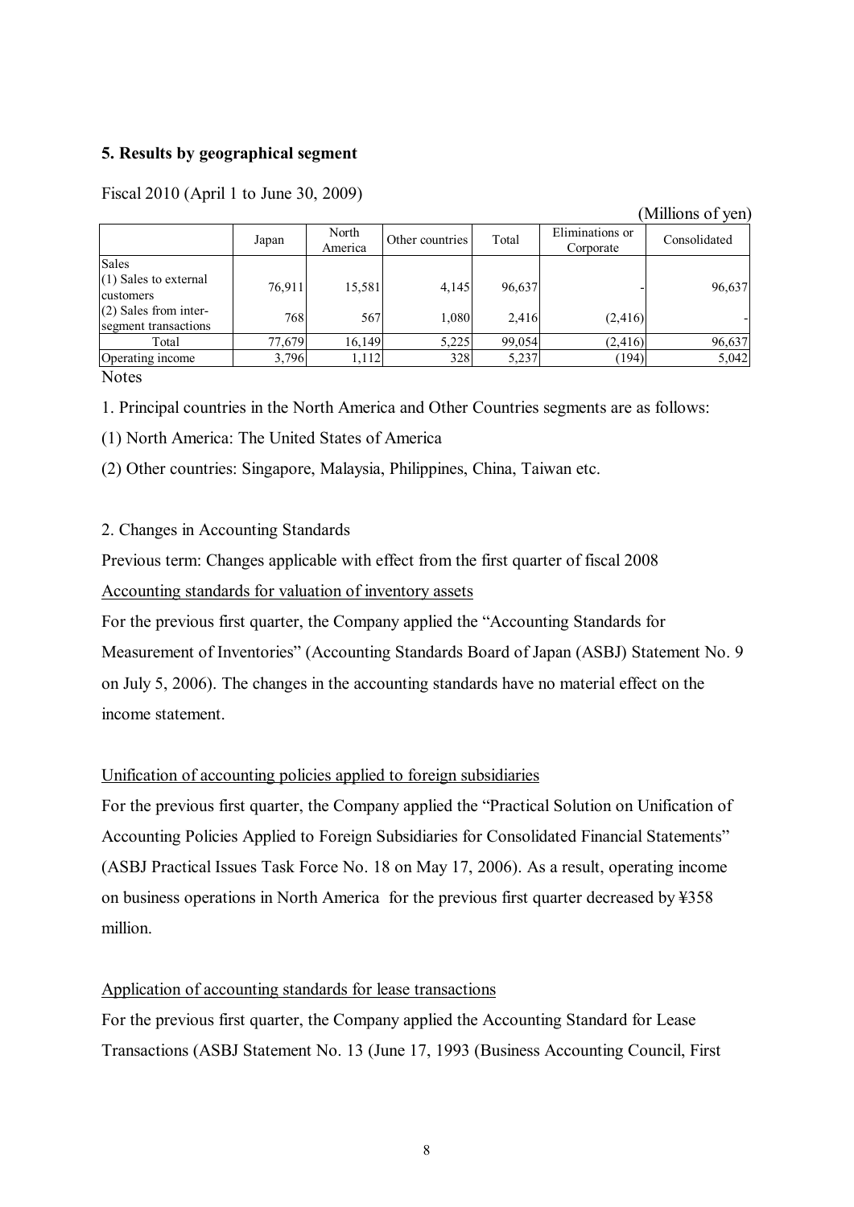## 5. Results by geographical segment

Fiscal 2010 (April 1 to June 30, 2009)

(Millions of yen)

| | Japan | North America | Other countries | Total | Eliminations or Corporate | Consolidated |
|---|---|---|---|---|---|---|
| Sales | | | | | | |
| (1) Sales to external customers | 76,911 | 15,581 | 4,145 | 96,637 | - | 96,637 |
| (2) Sales from inter-segment transactions | 768 | 567 | 1,080 | 2,416 | (2,416) | - |
| Total | 77,679 | 16,149 | 5,225 | 99,054 | (2,416) | 96,637 |
| Operating income | 3,796 | 1,112 | 328 | 5,237 | (194) | 5,042 |

Notes

1. Principal countries in the North America and Other Countries segments are as follows:

(1) North America: The United States of America

(2) Other countries: Singapore, Malaysia, Philippines, China, Taiwan etc.

2. Changes in Accounting Standards

Previous term: Changes applicable with effect from the first quarter of fiscal 2008

Accounting standards for valuation of inventory assets

For the previous first quarter, the Company applied the "Accounting Standards for Measurement of Inventories" (Accounting Standards Board of Japan (ASBJ) Statement No. 9 on July 5, 2006). The changes in the accounting standards have no material effect on the income statement.

Unification of accounting policies applied to foreign subsidiaries

For the previous first quarter, the Company applied the "Practical Solution on Unification of Accounting Policies Applied to Foreign Subsidiaries for Consolidated Financial Statements" (ASBJ Practical Issues Task Force No. 18 on May 17, 2006). As a result, operating income on business operations in North America for the previous first quarter decreased by ¥358 million.

Application of accounting standards for lease transactions

For the previous first quarter, the Company applied the Accounting Standard for Lease Transactions (ASBJ Statement No. 13 (June 17, 1993 (Business Accounting Council, First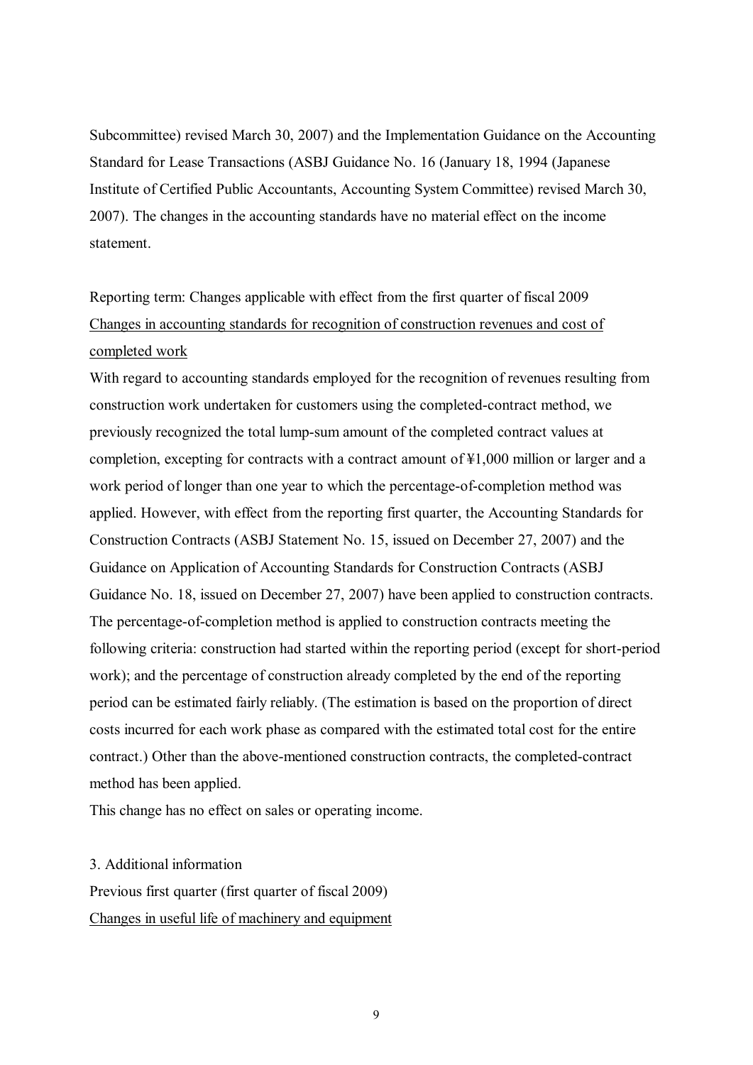Subcommittee) revised March 30, 2007) and the Implementation Guidance on the Accounting Standard for Lease Transactions (ASBJ Guidance No. 16 (January 18, 1994 (Japanese Institute of Certified Public Accountants, Accounting System Committee) revised March 30, 2007). The changes in the accounting standards have no material effect on the income statement.

Reporting term: Changes applicable with effect from the first quarter of fiscal 2009

Changes in accounting standards for recognition of construction revenues and cost of completed work

With regard to accounting standards employed for the recognition of revenues resulting from construction work undertaken for customers using the completed-contract method, we previously recognized the total lump-sum amount of the completed contract values at completion, excepting for contracts with a contract amount of ¥1,000 million or larger and a work period of longer than one year to which the percentage-of-completion method was applied. However, with effect from the reporting first quarter, the Accounting Standards for Construction Contracts (ASBJ Statement No. 15, issued on December 27, 2007) and the Guidance on Application of Accounting Standards for Construction Contracts (ASBJ Guidance No. 18, issued on December 27, 2007) have been applied to construction contracts. The percentage-of-completion method is applied to construction contracts meeting the following criteria: construction had started within the reporting period (except for short-period work); and the percentage of construction already completed by the end of the reporting period can be estimated fairly reliably. (The estimation is based on the proportion of direct costs incurred for each work phase as compared with the estimated total cost for the entire contract.) Other than the above-mentioned construction contracts, the completed-contract method has been applied.

This change has no effect on sales or operating income.

3. Additional information

Previous first quarter (first quarter of fiscal 2009)

Changes in useful life of machinery and equipment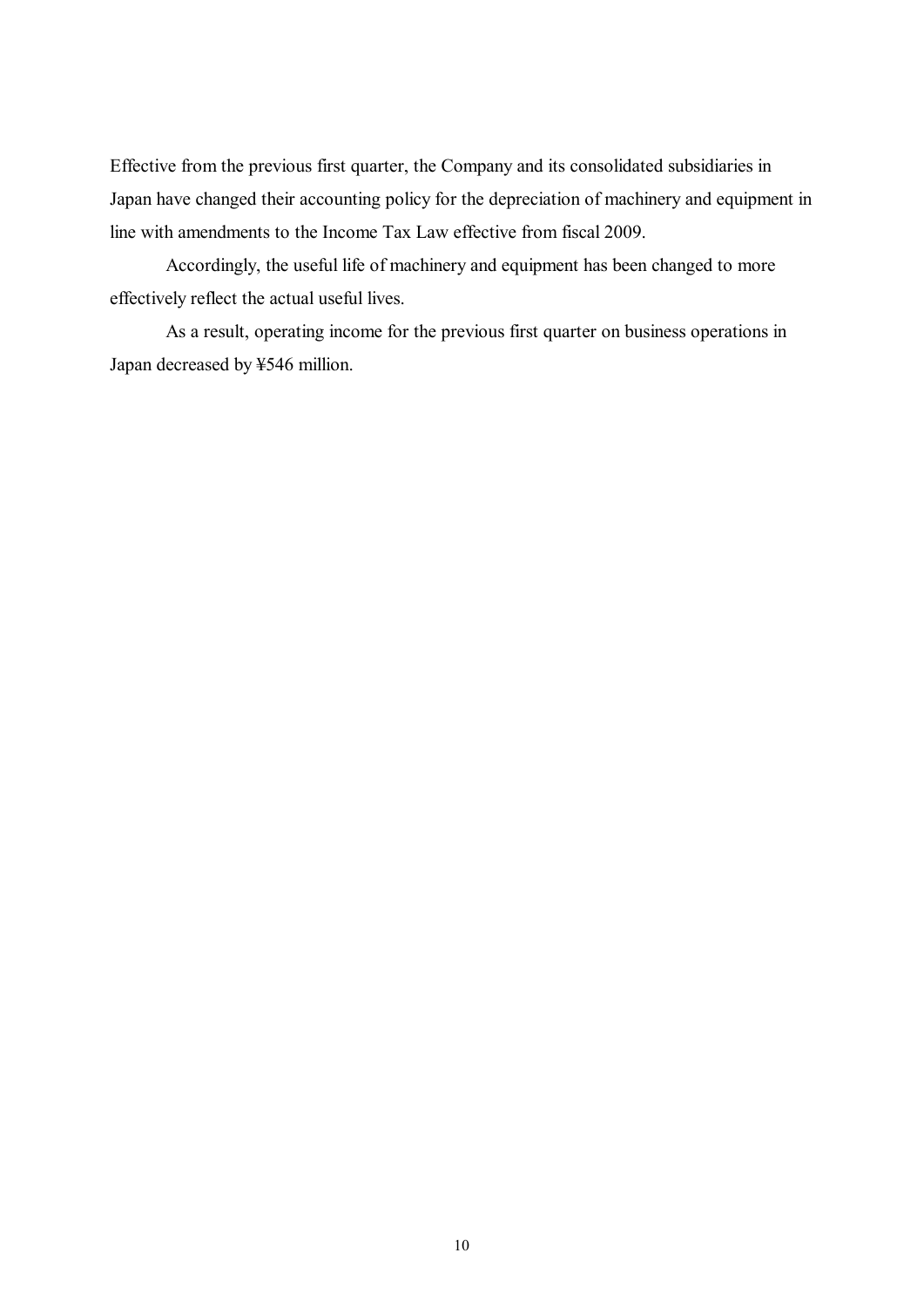Effective from the previous first quarter, the Company and its consolidated subsidiaries in Japan have changed their accounting policy for the depreciation of machinery and equipment in line with amendments to the Income Tax Law effective from fiscal 2009.

Accordingly, the useful life of machinery and equipment has been changed to more effectively reflect the actual useful lives.

As a result, operating income for the previous first quarter on business operations in Japan decreased by ¥546 million.